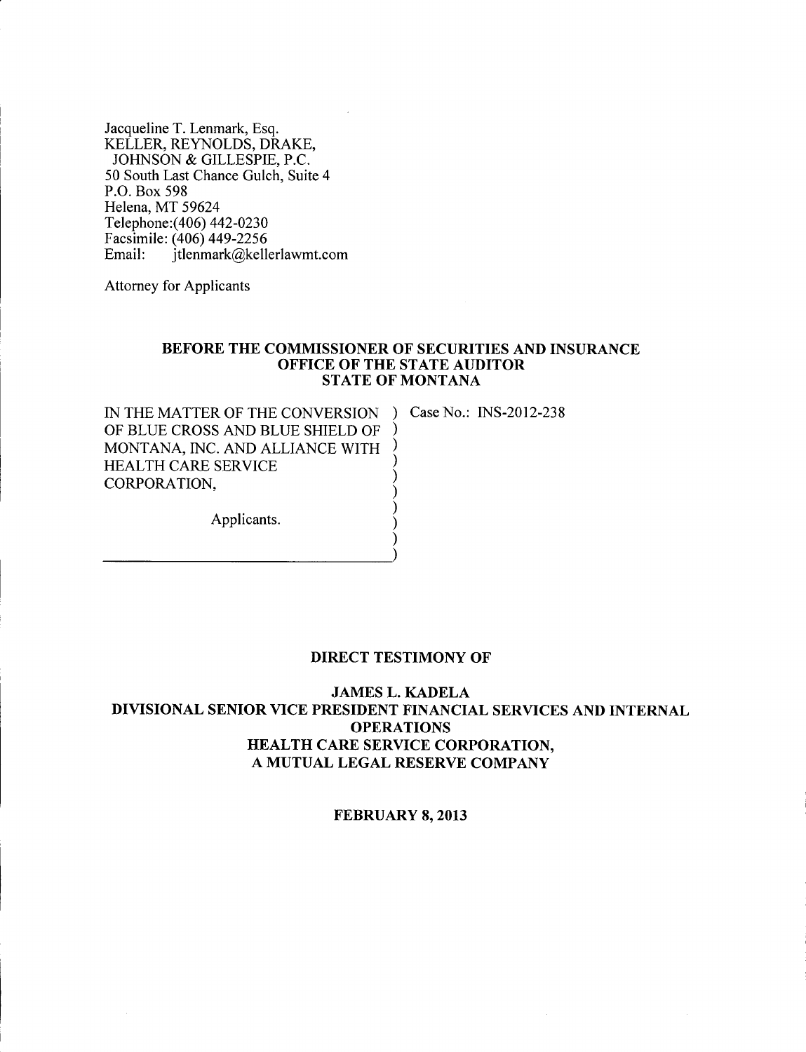Jacqueline T. Lenmark, Esq.
KELLER, REYNOLDS, DRAKE,
JOHNSON & GILLESPIE, P.C.
50 South Last Chance Gulch, Suite 4
P.O. Box 598
Helena, MT 59624
Telephone:(406) 442-0230
Facsimile: (406) 449-2256
Email: jtlenmark@kellerlawmt.com

Attorney for Applicants

**BEFORE THE COMMISSIONER OF SECURITIES AND INSURANCE**
**OFFICE OF THE STATE AUDITOR**
**STATE OF MONTANA**

| | |
|---|---|
| IN THE MATTER OF THE CONVERSION OF BLUE CROSS AND BLUE SHIELD OF MONTANA, INC. AND ALLIANCE WITH HEALTH CARE SERVICE CORPORATION, | Case No.: INS-2012-238 |
| Applicants. | |

**DIRECT TESTIMONY OF**

**JAMES L. KADELA**
**DIVISIONAL SENIOR VICE PRESIDENT FINANCIAL SERVICES AND INTERNAL OPERATIONS**
**HEALTH CARE SERVICE CORPORATION,**
**A MUTUAL LEGAL RESERVE COMPANY**

**FEBRUARY 8, 2013**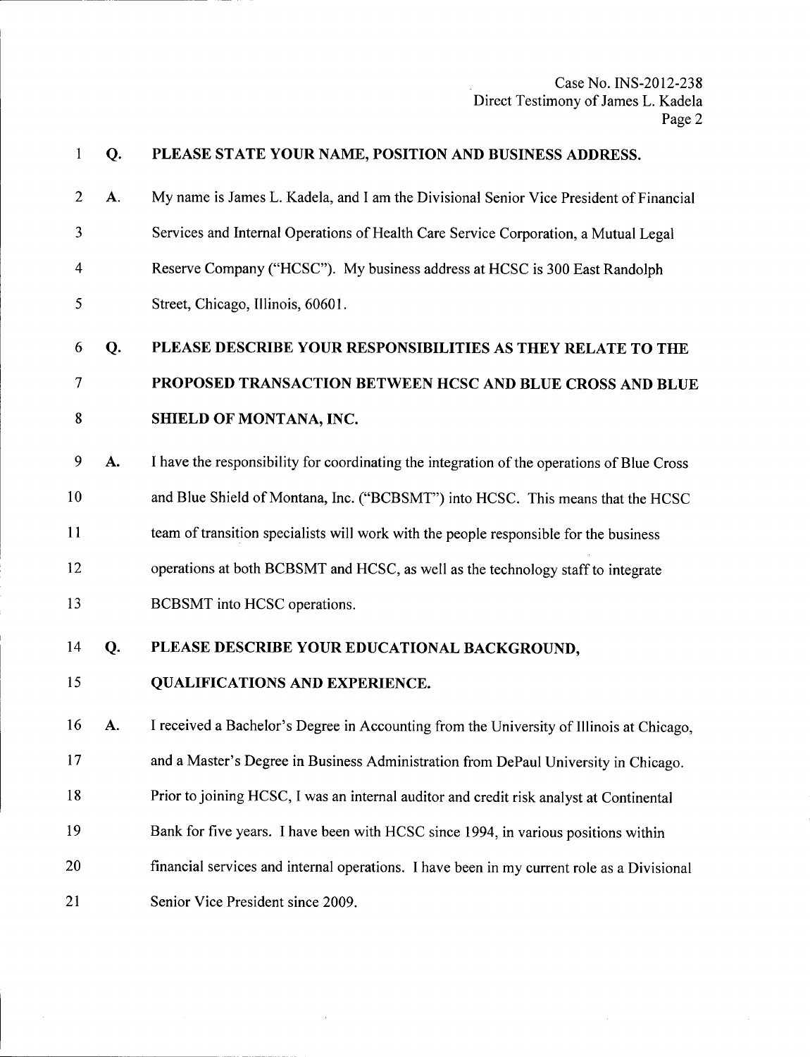**Q. PLEASE STATE YOUR NAME, POSITION AND BUSINESS ADDRESS.**

A. My name is James L. Kadela, and I am the Divisional Senior Vice President of Financial Services and Internal Operations of Health Care Service Corporation, a Mutual Legal Reserve Company ("HCSC"). My business address at HCSC is 300 East Randolph Street, Chicago, Illinois, 60601.

**Q. PLEASE DESCRIBE YOUR RESPONSIBILITIES AS THEY RELATE TO THE PROPOSED TRANSACTION BETWEEN HCSC AND BLUE CROSS AND BLUE SHIELD OF MONTANA, INC.**

A. I have the responsibility for coordinating the integration of the operations of Blue Cross and Blue Shield of Montana, Inc. ("BCBSMT") into HCSC. This means that the HCSC team of transition specialists will work with the people responsible for the business operations at both BCBSMT and HCSC, as well as the technology staff to integrate BCBSMT into HCSC operations.

**Q. PLEASE DESCRIBE YOUR EDUCATIONAL BACKGROUND, QUALIFICATIONS AND EXPERIENCE.**

A. I received a Bachelor's Degree in Accounting from the University of Illinois at Chicago, and a Master's Degree in Business Administration from DePaul University in Chicago. Prior to joining HCSC, I was an internal auditor and credit risk analyst at Continental Bank for five years. I have been with HCSC since 1994, in various positions within financial services and internal operations. I have been in my current role as a Divisional Senior Vice President since 2009.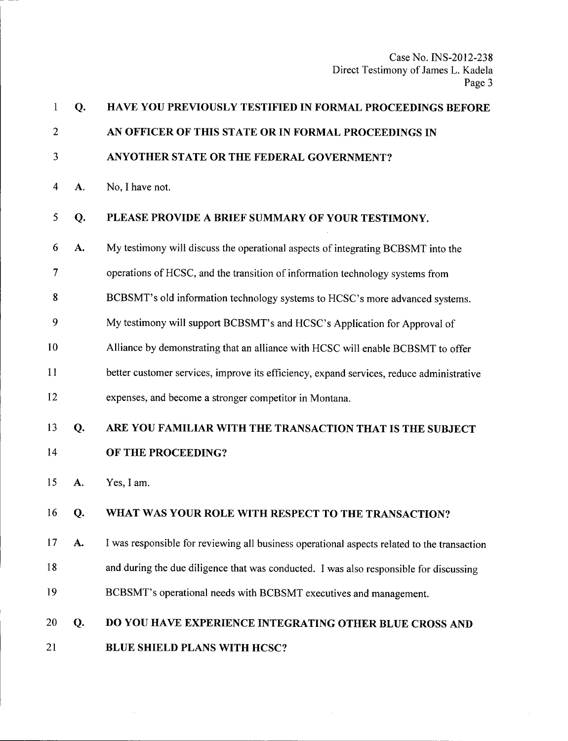**Q. HAVE YOU PREVIOUSLY TESTIFIED IN FORMAL PROCEEDINGS BEFORE AN OFFICER OF THIS STATE OR IN FORMAL PROCEEDINGS IN ANYOTHER STATE OR THE FEDERAL GOVERNMENT?**

**A.** No, I have not.

**Q. PLEASE PROVIDE A BRIEF SUMMARY OF YOUR TESTIMONY.**

**A.** My testimony will discuss the operational aspects of integrating BCBSMT into the operations of HCSC, and the transition of information technology systems from BCBSMT's old information technology systems to HCSC's more advanced systems. My testimony will support BCBSMT's and HCSC's Application for Approval of Alliance by demonstrating that an alliance with HCSC will enable BCBSMT to offer better customer services, improve its efficiency, expand services, reduce administrative expenses, and become a stronger competitor in Montana.

**Q. ARE YOU FAMILIAR WITH THE TRANSACTION THAT IS THE SUBJECT OF THE PROCEEDING?**

**A.** Yes, I am.

**Q. WHAT WAS YOUR ROLE WITH RESPECT TO THE TRANSACTION?**

**A.** I was responsible for reviewing all business operational aspects related to the transaction and during the due diligence that was conducted. I was also responsible for discussing BCBSMT's operational needs with BCBSMT executives and management.

**Q. DO YOU HAVE EXPERIENCE INTEGRATING OTHER BLUE CROSS AND BLUE SHIELD PLANS WITH HCSC?**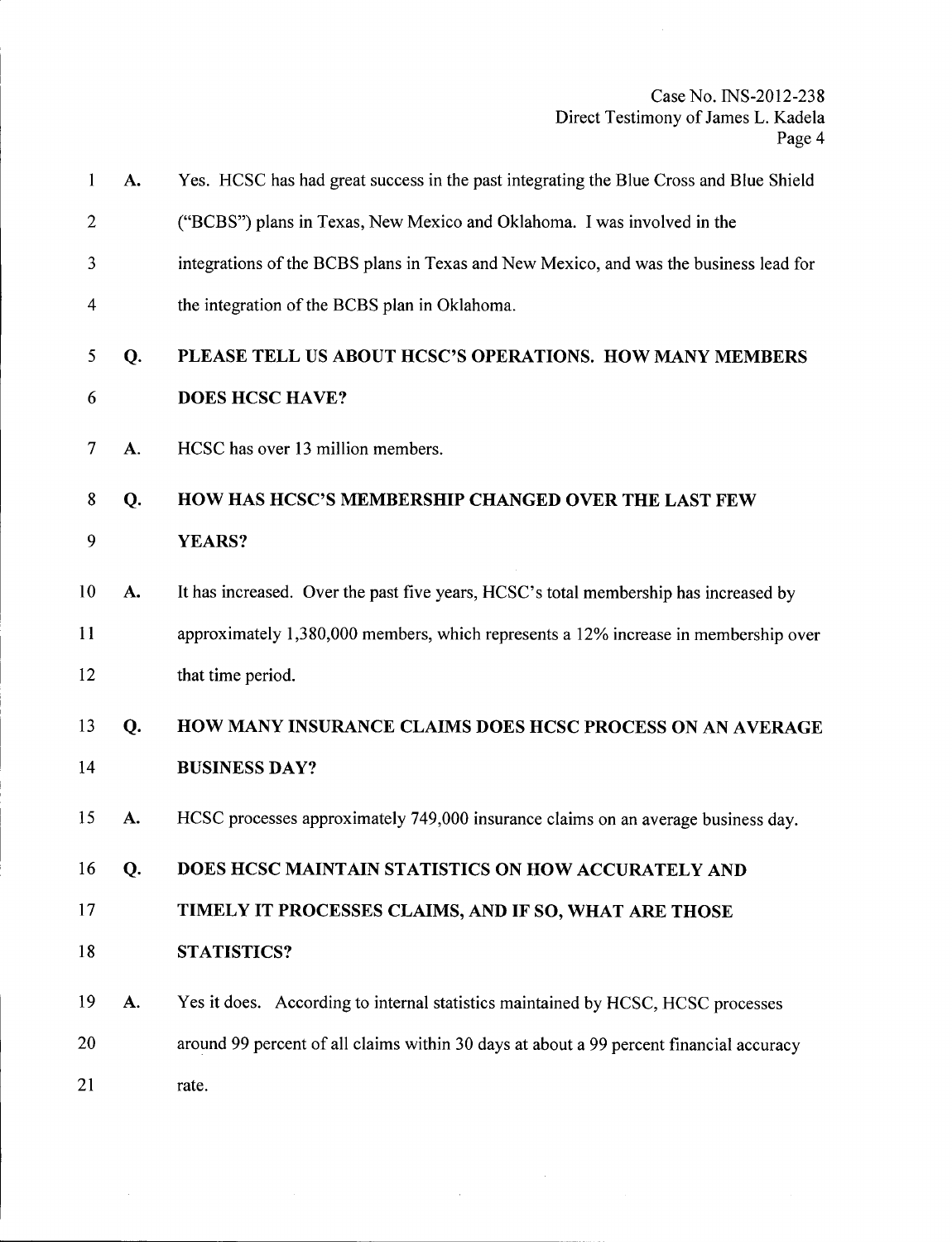**A.** Yes. HCSC has had great success in the past integrating the Blue Cross and Blue Shield ("BCBS") plans in Texas, New Mexico and Oklahoma. I was involved in the integrations of the BCBS plans in Texas and New Mexico, and was the business lead for the integration of the BCBS plan in Oklahoma.

**Q. PLEASE TELL US ABOUT HCSC'S OPERATIONS. HOW MANY MEMBERS DOES HCSC HAVE?**

**A.** HCSC has over 13 million members.

**Q. HOW HAS HCSC'S MEMBERSHIP CHANGED OVER THE LAST FEW YEARS?**

**A.** It has increased. Over the past five years, HCSC's total membership has increased by approximately 1,380,000 members, which represents a 12% increase in membership over that time period.

**Q. HOW MANY INSURANCE CLAIMS DOES HCSC PROCESS ON AN AVERAGE BUSINESS DAY?**

**A.** HCSC processes approximately 749,000 insurance claims on an average business day.

**Q. DOES HCSC MAINTAIN STATISTICS ON HOW ACCURATELY AND TIMELY IT PROCESSES CLAIMS, AND IF SO, WHAT ARE THOSE STATISTICS?**

**A.** Yes it does. According to internal statistics maintained by HCSC, HCSC processes around 99 percent of all claims within 30 days at about a 99 percent financial accuracy rate.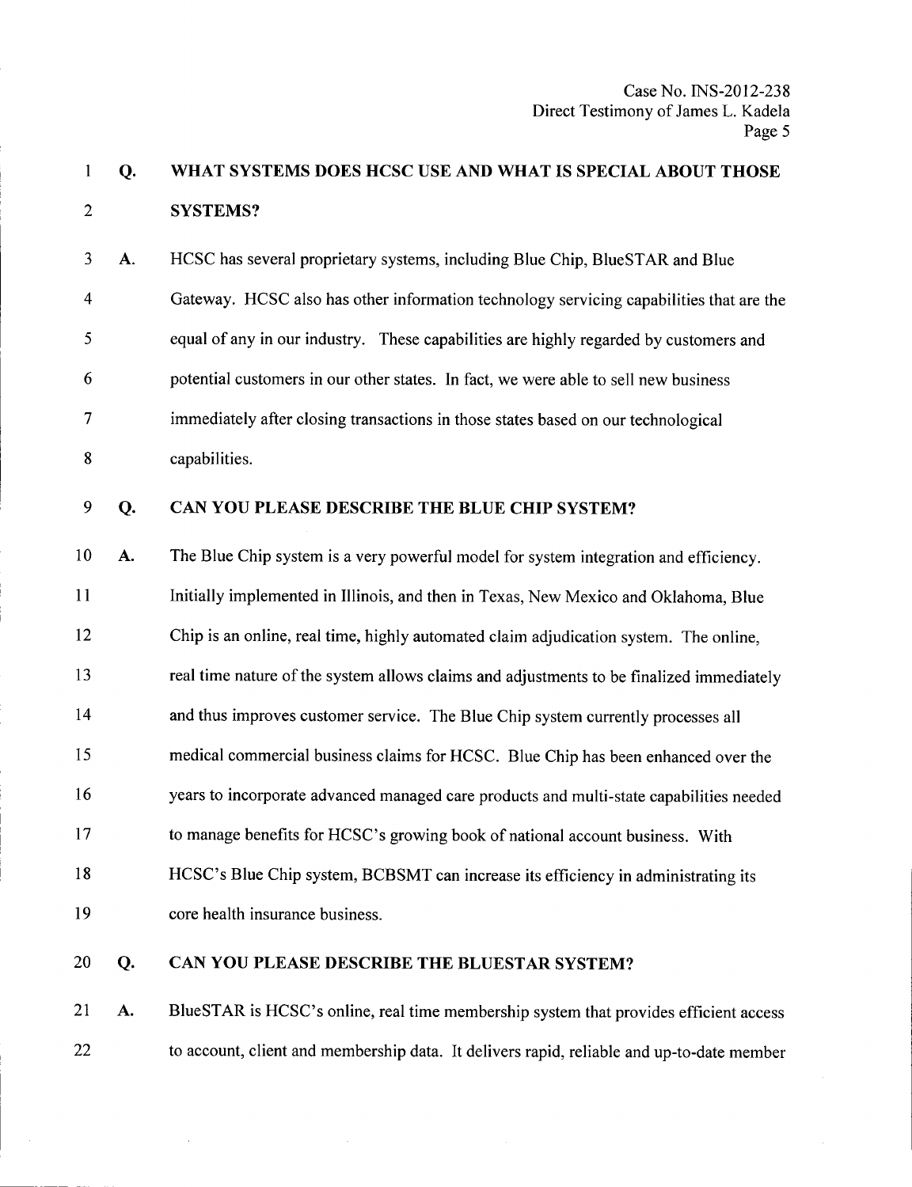**Q. WHAT SYSTEMS DOES HCSC USE AND WHAT IS SPECIAL ABOUT THOSE SYSTEMS?**

A. HCSC has several proprietary systems, including Blue Chip, BlueSTAR and Blue Gateway. HCSC also has other information technology servicing capabilities that are the equal of any in our industry. These capabilities are highly regarded by customers and potential customers in our other states. In fact, we were able to sell new business immediately after closing transactions in those states based on our technological capabilities.

**Q. CAN YOU PLEASE DESCRIBE THE BLUE CHIP SYSTEM?**

A. The Blue Chip system is a very powerful model for system integration and efficiency. Initially implemented in Illinois, and then in Texas, New Mexico and Oklahoma, Blue Chip is an online, real time, highly automated claim adjudication system. The online, real time nature of the system allows claims and adjustments to be finalized immediately and thus improves customer service. The Blue Chip system currently processes all medical commercial business claims for HCSC. Blue Chip has been enhanced over the years to incorporate advanced managed care products and multi-state capabilities needed to manage benefits for HCSC's growing book of national account business. With HCSC's Blue Chip system, BCBSMT can increase its efficiency in administrating its core health insurance business.

**Q. CAN YOU PLEASE DESCRIBE THE BLUESTAR SYSTEM?**

A. BlueSTAR is HCSC's online, real time membership system that provides efficient access to account, client and membership data. It delivers rapid, reliable and up-to-date member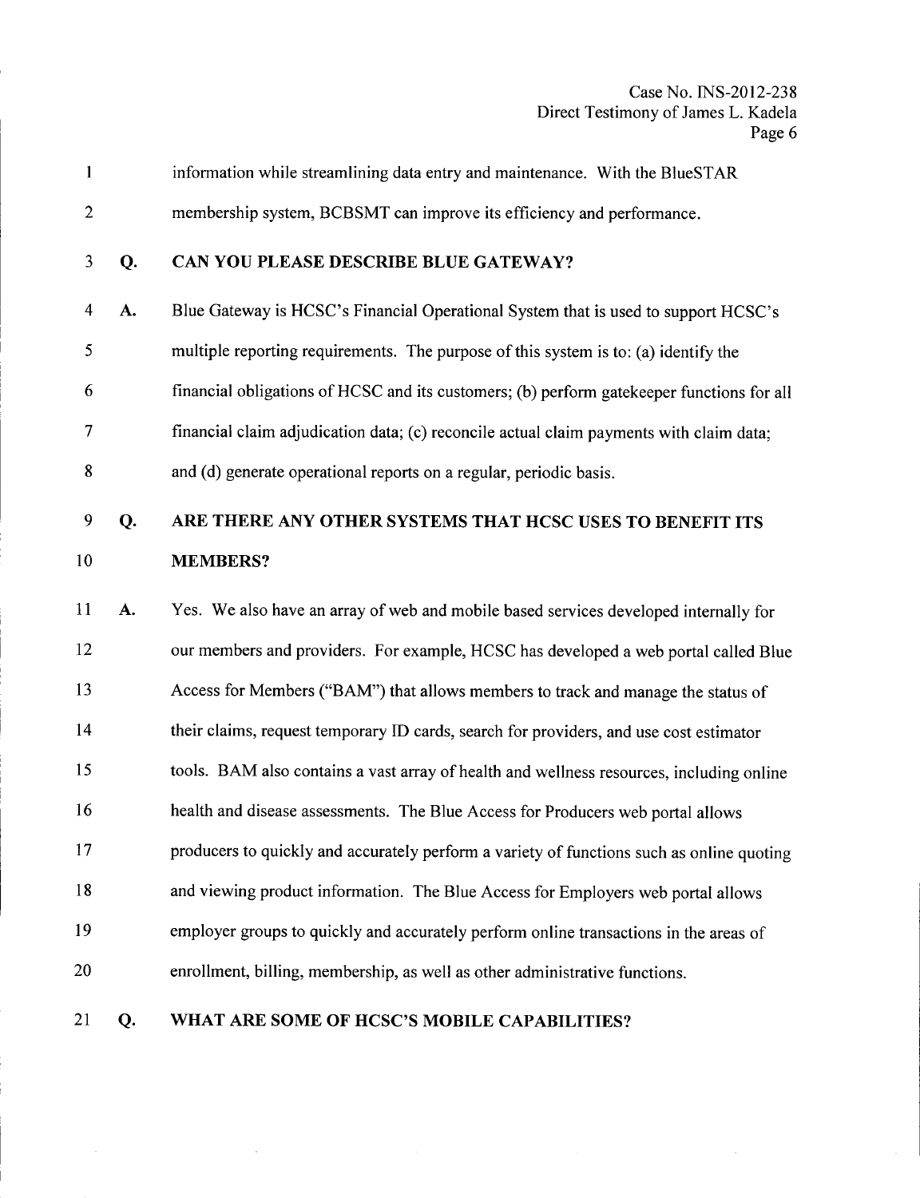information while streamlining data entry and maintenance. With the BlueSTAR membership system, BCBSMT can improve its efficiency and performance.

**Q. CAN YOU PLEASE DESCRIBE BLUE GATEWAY?**

**A.** Blue Gateway is HCSC's Financial Operational System that is used to support HCSC's multiple reporting requirements. The purpose of this system is to: (a) identify the financial obligations of HCSC and its customers; (b) perform gatekeeper functions for all financial claim adjudication data; (c) reconcile actual claim payments with claim data; and (d) generate operational reports on a regular, periodic basis.

**Q. ARE THERE ANY OTHER SYSTEMS THAT HCSC USES TO BENEFIT ITS MEMBERS?**

**A.** Yes. We also have an array of web and mobile based services developed internally for our members and providers. For example, HCSC has developed a web portal called Blue Access for Members ("BAM") that allows members to track and manage the status of their claims, request temporary ID cards, search for providers, and use cost estimator tools. BAM also contains a vast array of health and wellness resources, including online health and disease assessments. The Blue Access for Producers web portal allows producers to quickly and accurately perform a variety of functions such as online quoting and viewing product information. The Blue Access for Employers web portal allows employer groups to quickly and accurately perform online transactions in the areas of enrollment, billing, membership, as well as other administrative functions.

**Q. WHAT ARE SOME OF HCSC'S MOBILE CAPABILITIES?**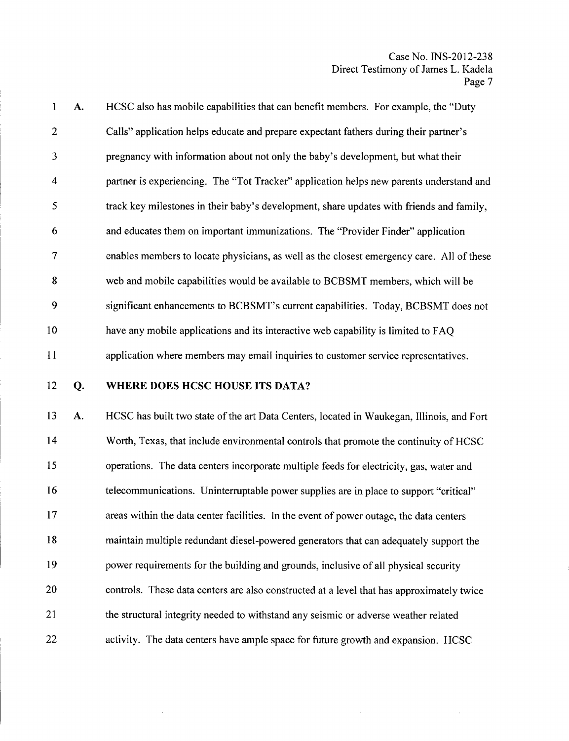A. HCSC also has mobile capabilities that can benefit members. For example, the "Duty Calls" application helps educate and prepare expectant fathers during their partner's pregnancy with information about not only the baby's development, but what their partner is experiencing. The "Tot Tracker" application helps new parents understand and track key milestones in their baby's development, share updates with friends and family, and educates them on important immunizations. The "Provider Finder" application enables members to locate physicians, as well as the closest emergency care. All of these web and mobile capabilities would be available to BCBSMT members, which will be significant enhancements to BCBSMT's current capabilities. Today, BCBSMT does not have any mobile applications and its interactive web capability is limited to FAQ application where members may email inquiries to customer service representatives.

**Q. WHERE DOES HCSC HOUSE ITS DATA?**

A. HCSC has built two state of the art Data Centers, located in Waukegan, Illinois, and Fort Worth, Texas, that include environmental controls that promote the continuity of HCSC operations. The data centers incorporate multiple feeds for electricity, gas, water and telecommunications. Uninterruptable power supplies are in place to support "critical" areas within the data center facilities. In the event of power outage, the data centers maintain multiple redundant diesel-powered generators that can adequately support the power requirements for the building and grounds, inclusive of all physical security controls. These data centers are also constructed at a level that has approximately twice the structural integrity needed to withstand any seismic or adverse weather related activity. The data centers have ample space for future growth and expansion. HCSC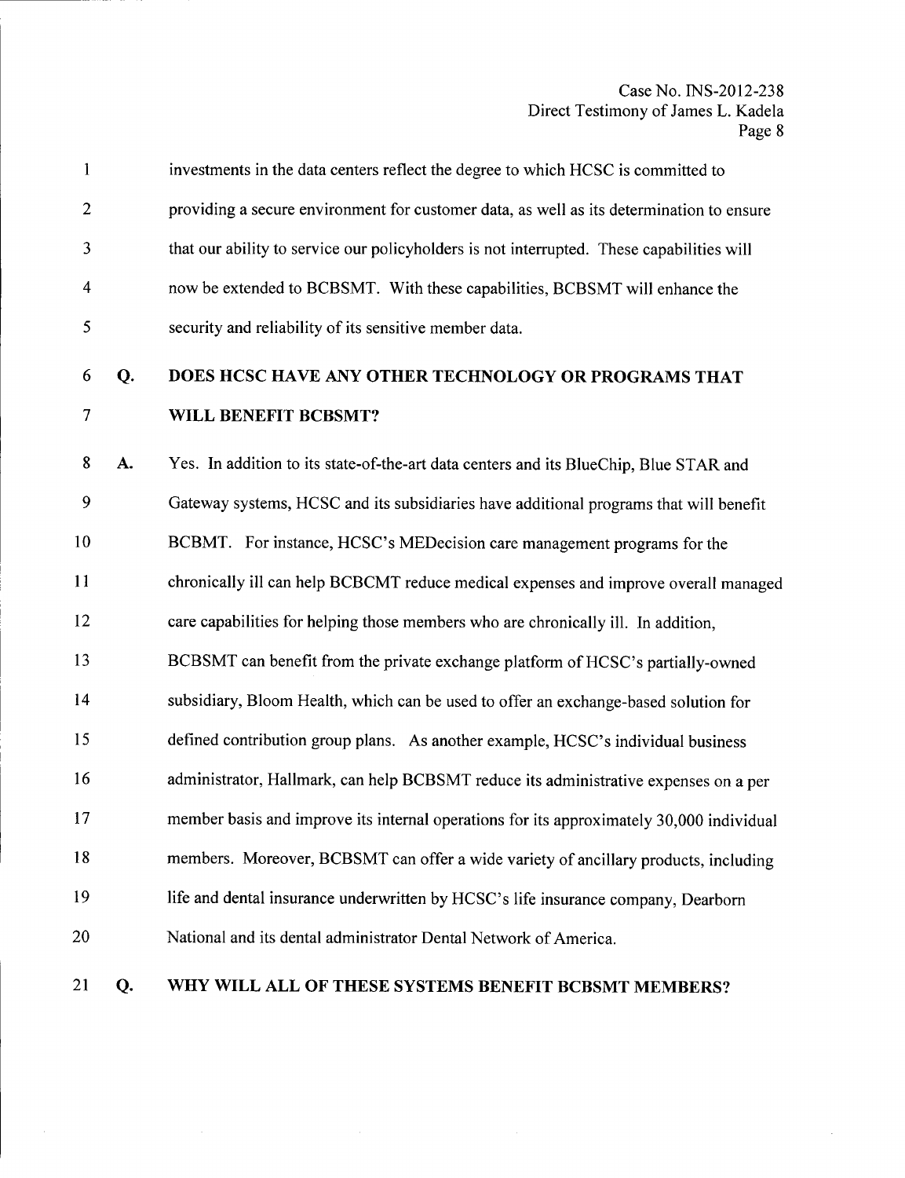investments in the data centers reflect the degree to which HCSC is committed to providing a secure environment for customer data, as well as its determination to ensure that our ability to service our policyholders is not interrupted. These capabilities will now be extended to BCBSMT. With these capabilities, BCBSMT will enhance the security and reliability of its sensitive member data.

**Q. DOES HCSC HAVE ANY OTHER TECHNOLOGY OR PROGRAMS THAT WILL BENEFIT BCBSMT?**

**A.** Yes. In addition to its state-of-the-art data centers and its BlueChip, Blue STAR and Gateway systems, HCSC and its subsidiaries have additional programs that will benefit BCBMT. For instance, HCSC's MEDecision care management programs for the chronically ill can help BCBCMT reduce medical expenses and improve overall managed care capabilities for helping those members who are chronically ill. In addition, BCBSMT can benefit from the private exchange platform of HCSC's partially-owned subsidiary, Bloom Health, which can be used to offer an exchange-based solution for defined contribution group plans. As another example, HCSC's individual business administrator, Hallmark, can help BCBSMT reduce its administrative expenses on a per member basis and improve its internal operations for its approximately 30,000 individual members. Moreover, BCBSMT can offer a wide variety of ancillary products, including life and dental insurance underwritten by HCSC's life insurance company, Dearborn National and its dental administrator Dental Network of America.

**Q. WHY WILL ALL OF THESE SYSTEMS BENEFIT BCBSMT MEMBERS?**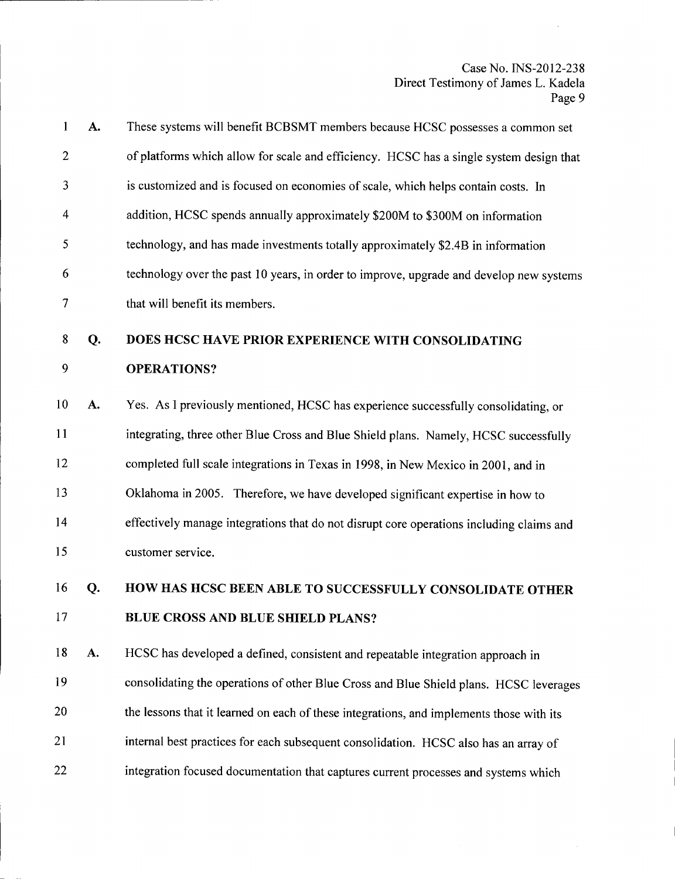**A.** These systems will benefit BCBSMT members because HCSC possesses a common set of platforms which allow for scale and efficiency. HCSC has a single system design that is customized and is focused on economies of scale, which helps contain costs. In addition, HCSC spends annually approximately \$200M to \$300M on information technology, and has made investments totally approximately \$2.4B in information technology over the past 10 years, in order to improve, upgrade and develop new systems that will benefit its members.

**Q. DOES HCSC HAVE PRIOR EXPERIENCE WITH CONSOLIDATING OPERATIONS?**

**A.** Yes. As I previously mentioned, HCSC has experience successfully consolidating, or integrating, three other Blue Cross and Blue Shield plans. Namely, HCSC successfully completed full scale integrations in Texas in 1998, in New Mexico in 2001, and in Oklahoma in 2005. Therefore, we have developed significant expertise in how to effectively manage integrations that do not disrupt core operations including claims and customer service.

**Q. HOW HAS HCSC BEEN ABLE TO SUCCESSFULLY CONSOLIDATE OTHER BLUE CROSS AND BLUE SHIELD PLANS?**

**A.** HCSC has developed a defined, consistent and repeatable integration approach in consolidating the operations of other Blue Cross and Blue Shield plans. HCSC leverages the lessons that it learned on each of these integrations, and implements those with its internal best practices for each subsequent consolidation. HCSC also has an array of integration focused documentation that captures current processes and systems which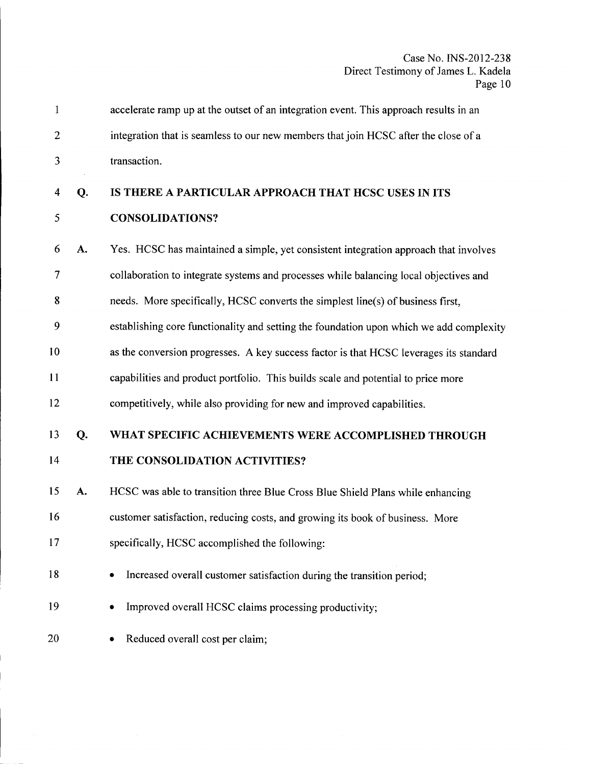accelerate ramp up at the outset of an integration event. This approach results in an integration that is seamless to our new members that join HCSC after the close of a transaction.

**Q. IS THERE A PARTICULAR APPROACH THAT HCSC USES IN ITS CONSOLIDATIONS?**

**A.** Yes. HCSC has maintained a simple, yet consistent integration approach that involves collaboration to integrate systems and processes while balancing local objectives and needs. More specifically, HCSC converts the simplest line(s) of business first, establishing core functionality and setting the foundation upon which we add complexity as the conversion progresses. A key success factor is that HCSC leverages its standard capabilities and product portfolio. This builds scale and potential to price more competitively, while also providing for new and improved capabilities.

**Q. WHAT SPECIFIC ACHIEVEMENTS WERE ACCOMPLISHED THROUGH THE CONSOLIDATION ACTIVITIES?**

**A.** HCSC was able to transition three Blue Cross Blue Shield Plans while enhancing customer satisfaction, reducing costs, and growing its book of business. More specifically, HCSC accomplished the following:

- Increased overall customer satisfaction during the transition period;
- Improved overall HCSC claims processing productivity;
- Reduced overall cost per claim;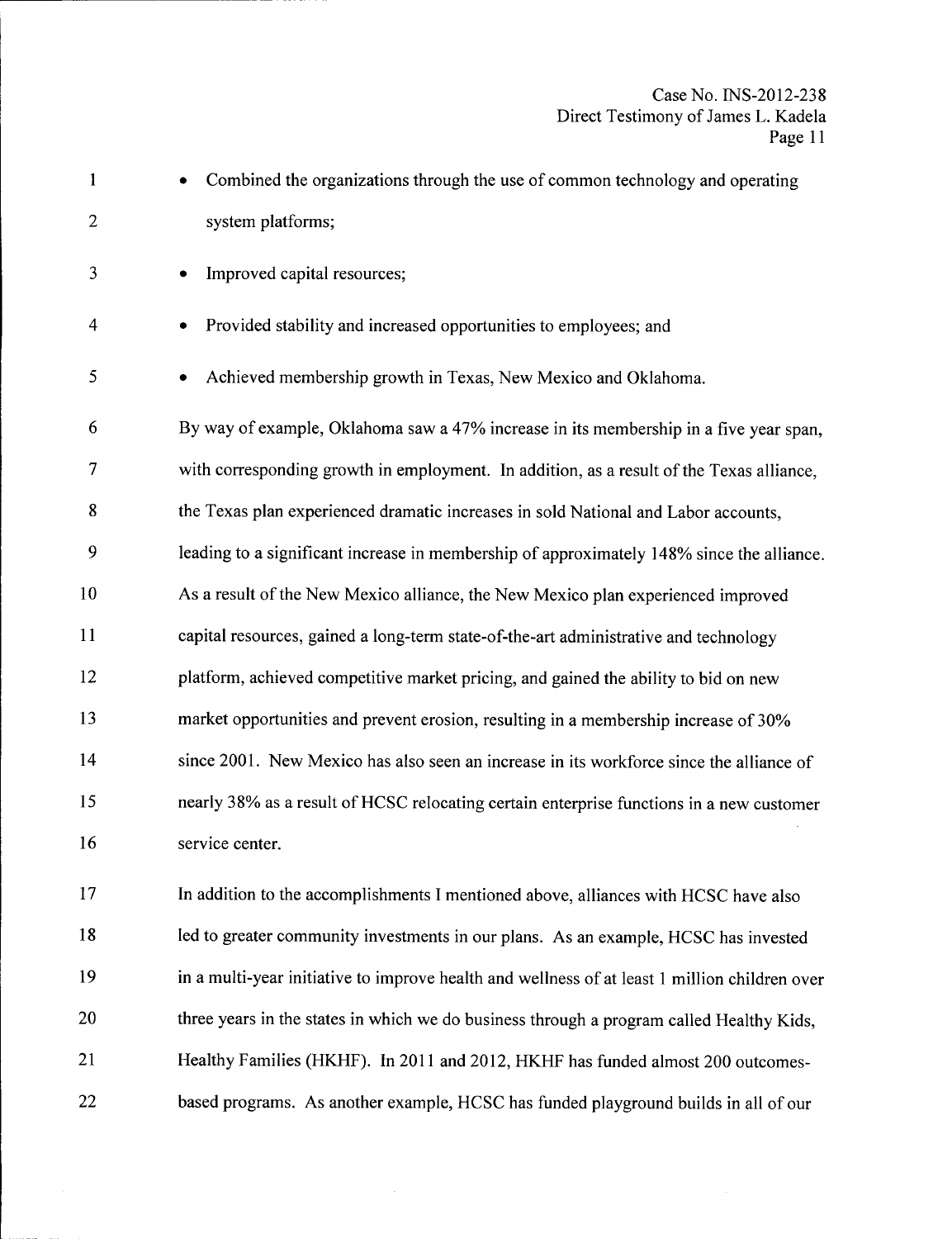- Combined the organizations through the use of common technology and operating system platforms;
- Improved capital resources;
- Provided stability and increased opportunities to employees; and
- Achieved membership growth in Texas, New Mexico and Oklahoma.

By way of example, Oklahoma saw a 47% increase in its membership in a five year span, with corresponding growth in employment. In addition, as a result of the Texas alliance, the Texas plan experienced dramatic increases in sold National and Labor accounts, leading to a significant increase in membership of approximately 148% since the alliance. As a result of the New Mexico alliance, the New Mexico plan experienced improved capital resources, gained a long-term state-of-the-art administrative and technology platform, achieved competitive market pricing, and gained the ability to bid on new market opportunities and prevent erosion, resulting in a membership increase of 30% since 2001. New Mexico has also seen an increase in its workforce since the alliance of nearly 38% as a result of HCSC relocating certain enterprise functions in a new customer service center.

In addition to the accomplishments I mentioned above, alliances with HCSC have also led to greater community investments in our plans. As an example, HCSC has invested in a multi-year initiative to improve health and wellness of at least 1 million children over three years in the states in which we do business through a program called Healthy Kids, Healthy Families (HKHF). In 2011 and 2012, HKHF has funded almost 200 outcomes-based programs. As another example, HCSC has funded playground builds in all of our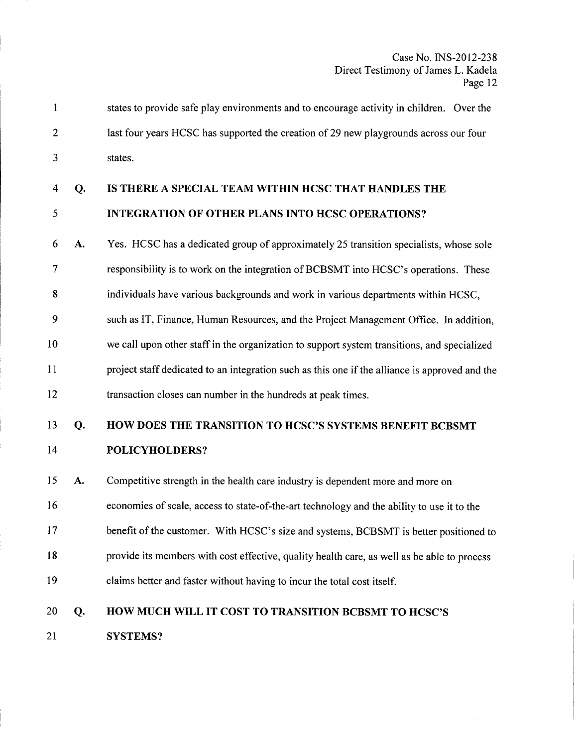states to provide safe play environments and to encourage activity in children. Over the last four years HCSC has supported the creation of 29 new playgrounds across our four states.

**Q. IS THERE A SPECIAL TEAM WITHIN HCSC THAT HANDLES THE INTEGRATION OF OTHER PLANS INTO HCSC OPERATIONS?**

**A.** Yes. HCSC has a dedicated group of approximately 25 transition specialists, whose sole responsibility is to work on the integration of BCBSMT into HCSC's operations. These individuals have various backgrounds and work in various departments within HCSC, such as IT, Finance, Human Resources, and the Project Management Office. In addition, we call upon other staff in the organization to support system transitions, and specialized project staff dedicated to an integration such as this one if the alliance is approved and the transaction closes can number in the hundreds at peak times.

**Q. HOW DOES THE TRANSITION TO HCSC'S SYSTEMS BENEFIT BCBSMT POLICYHOLDERS?**

**A.** Competitive strength in the health care industry is dependent more and more on economies of scale, access to state-of-the-art technology and the ability to use it to the benefit of the customer. With HCSC's size and systems, BCBSMT is better positioned to provide its members with cost effective, quality health care, as well as be able to process claims better and faster without having to incur the total cost itself.

**Q. HOW MUCH WILL IT COST TO TRANSITION BCBSMT TO HCSC'S SYSTEMS?**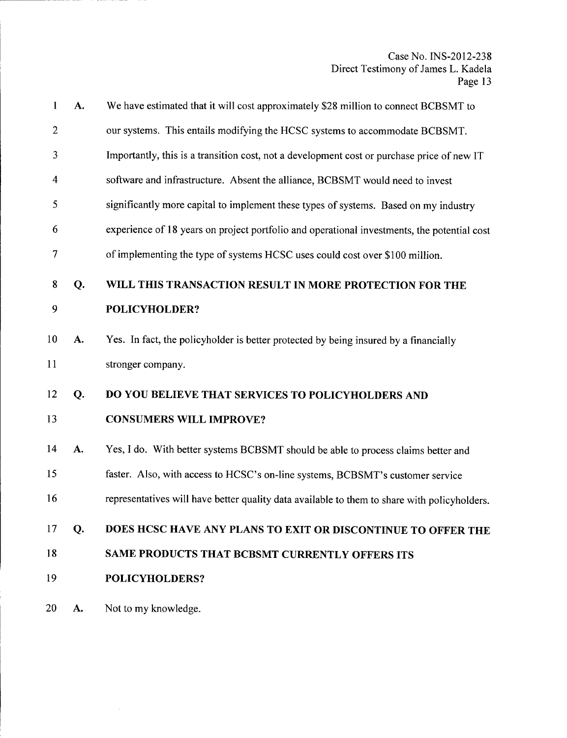A. We have estimated that it will cost approximately $28 million to connect BCBSMT to our systems. This entails modifying the HCSC systems to accommodate BCBSMT. Importantly, this is a transition cost, not a development cost or purchase price of new IT software and infrastructure. Absent the alliance, BCBSMT would need to invest significantly more capital to implement these types of systems. Based on my industry experience of 18 years on project portfolio and operational investments, the potential cost of implementing the type of systems HCSC uses could cost over $100 million.

**Q. WILL THIS TRANSACTION RESULT IN MORE PROTECTION FOR THE POLICYHOLDER?**

A. Yes. In fact, the policyholder is better protected by being insured by a financially stronger company.

**Q. DO YOU BELIEVE THAT SERVICES TO POLICYHOLDERS AND CONSUMERS WILL IMPROVE?**

A. Yes, I do. With better systems BCBSMT should be able to process claims better and faster. Also, with access to HCSC's on-line systems, BCBSMT's customer service representatives will have better quality data available to them to share with policyholders.

**Q. DOES HCSC HAVE ANY PLANS TO EXIT OR DISCONTINUE TO OFFER THE SAME PRODUCTS THAT BCBSMT CURRENTLY OFFERS ITS POLICYHOLDERS?**

A. Not to my knowledge.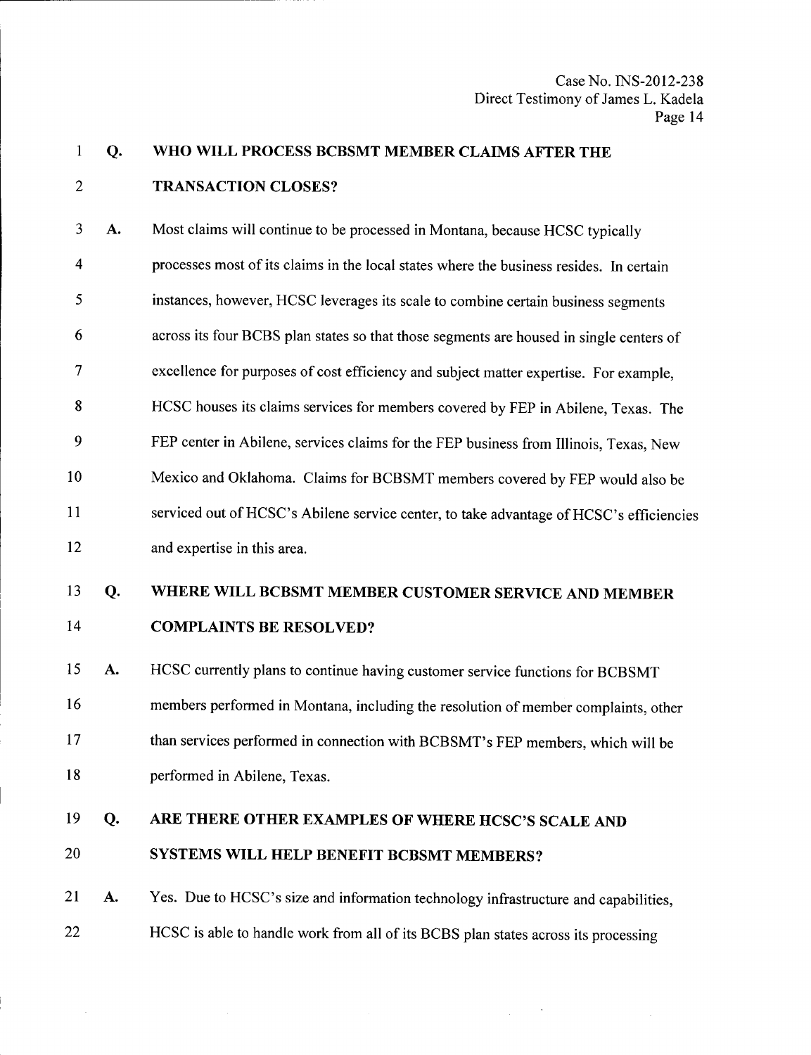**Q. WHO WILL PROCESS BCBSMT MEMBER CLAIMS AFTER THE TRANSACTION CLOSES?**

A. Most claims will continue to be processed in Montana, because HCSC typically processes most of its claims in the local states where the business resides. In certain instances, however, HCSC leverages its scale to combine certain business segments across its four BCBS plan states so that those segments are housed in single centers of excellence for purposes of cost efficiency and subject matter expertise. For example, HCSC houses its claims services for members covered by FEP in Abilene, Texas. The FEP center in Abilene, services claims for the FEP business from Illinois, Texas, New Mexico and Oklahoma. Claims for BCBSMT members covered by FEP would also be serviced out of HCSC's Abilene service center, to take advantage of HCSC's efficiencies and expertise in this area.

**Q. WHERE WILL BCBSMT MEMBER CUSTOMER SERVICE AND MEMBER COMPLAINTS BE RESOLVED?**

A. HCSC currently plans to continue having customer service functions for BCBSMT members performed in Montana, including the resolution of member complaints, other than services performed in connection with BCBSMT's FEP members, which will be performed in Abilene, Texas.

**Q. ARE THERE OTHER EXAMPLES OF WHERE HCSC'S SCALE AND SYSTEMS WILL HELP BENEFIT BCBSMT MEMBERS?**

A. Yes. Due to HCSC's size and information technology infrastructure and capabilities, HCSC is able to handle work from all of its BCBS plan states across its processing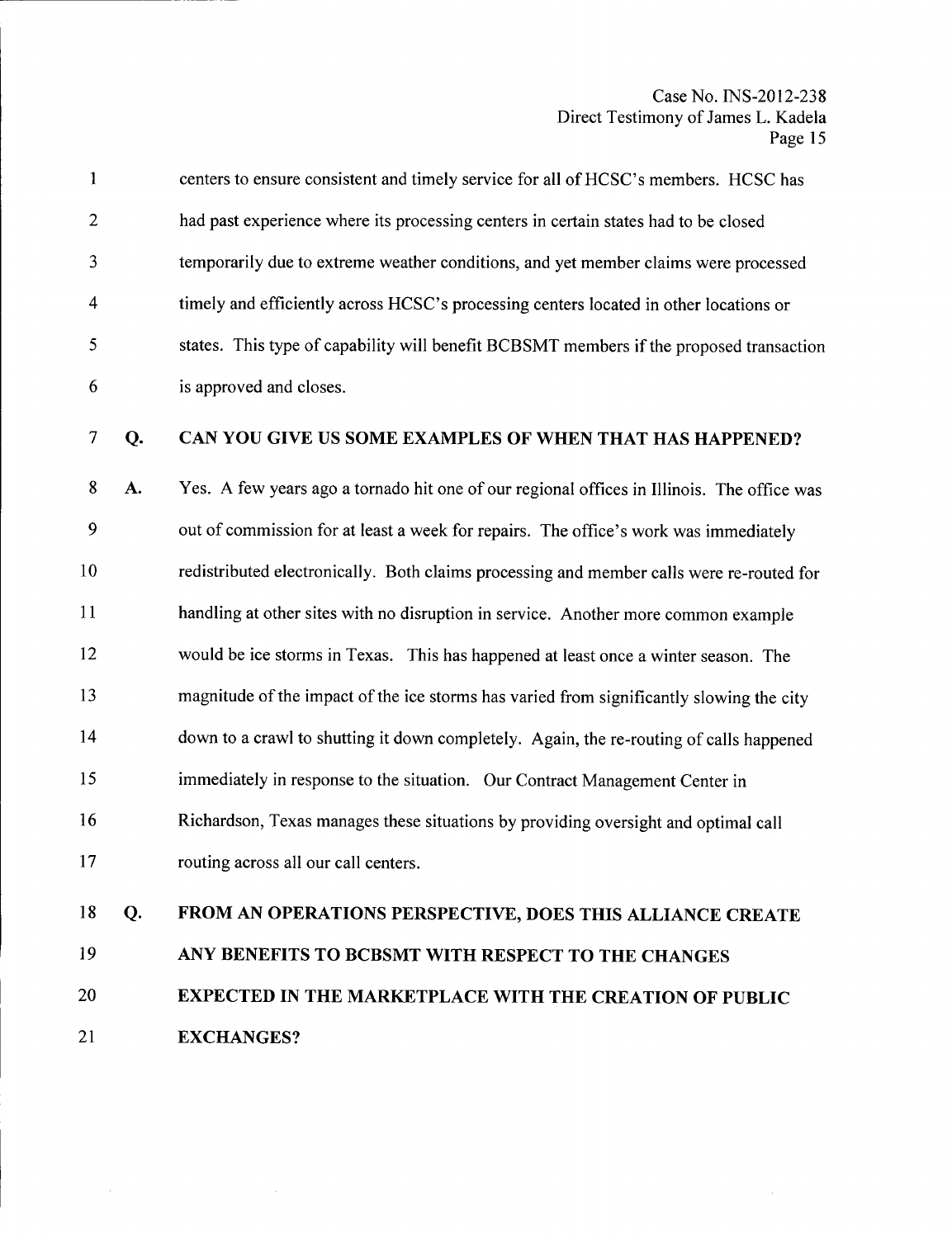centers to ensure consistent and timely service for all of HCSC's members. HCSC has had past experience where its processing centers in certain states had to be closed temporarily due to extreme weather conditions, and yet member claims were processed timely and efficiently across HCSC's processing centers located in other locations or states. This type of capability will benefit BCBSMT members if the proposed transaction is approved and closes.

**Q. CAN YOU GIVE US SOME EXAMPLES OF WHEN THAT HAS HAPPENED?**

**A.** Yes. A few years ago a tornado hit one of our regional offices in Illinois. The office was out of commission for at least a week for repairs. The office's work was immediately redistributed electronically. Both claims processing and member calls were re-routed for handling at other sites with no disruption in service. Another more common example would be ice storms in Texas. This has happened at least once a winter season. The magnitude of the impact of the ice storms has varied from significantly slowing the city down to a crawl to shutting it down completely. Again, the re-routing of calls happened immediately in response to the situation. Our Contract Management Center in Richardson, Texas manages these situations by providing oversight and optimal call routing across all our call centers.

**Q. FROM AN OPERATIONS PERSPECTIVE, DOES THIS ALLIANCE CREATE ANY BENEFITS TO BCBSMT WITH RESPECT TO THE CHANGES EXPECTED IN THE MARKETPLACE WITH THE CREATION OF PUBLIC EXCHANGES?**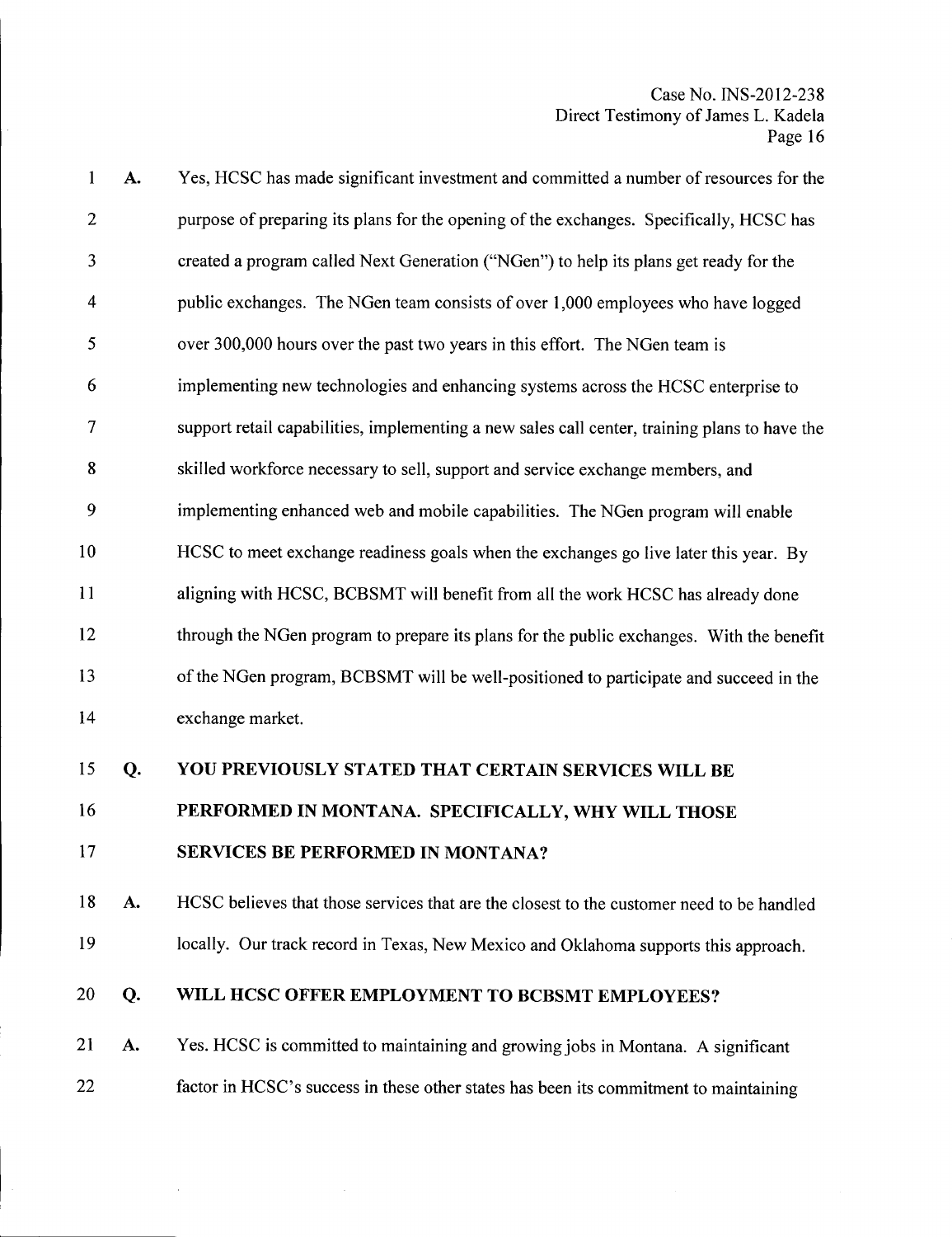A. Yes, HCSC has made significant investment and committed a number of resources for the purpose of preparing its plans for the opening of the exchanges. Specifically, HCSC has created a program called Next Generation ("NGen") to help its plans get ready for the public exchanges. The NGen team consists of over 1,000 employees who have logged over 300,000 hours over the past two years in this effort. The NGen team is implementing new technologies and enhancing systems across the HCSC enterprise to support retail capabilities, implementing a new sales call center, training plans to have the skilled workforce necessary to sell, support and service exchange members, and implementing enhanced web and mobile capabilities. The NGen program will enable HCSC to meet exchange readiness goals when the exchanges go live later this year. By aligning with HCSC, BCBSMT will benefit from all the work HCSC has already done through the NGen program to prepare its plans for the public exchanges. With the benefit of the NGen program, BCBSMT will be well-positioned to participate and succeed in the exchange market.

**Q. YOU PREVIOUSLY STATED THAT CERTAIN SERVICES WILL BE PERFORMED IN MONTANA. SPECIFICALLY, WHY WILL THOSE SERVICES BE PERFORMED IN MONTANA?**

A. HCSC believes that those services that are the closest to the customer need to be handled locally. Our track record in Texas, New Mexico and Oklahoma supports this approach.

**Q. WILL HCSC OFFER EMPLOYMENT TO BCBSMT EMPLOYEES?**

A. Yes. HCSC is committed to maintaining and growing jobs in Montana. A significant factor in HCSC's success in these other states has been its commitment to maintaining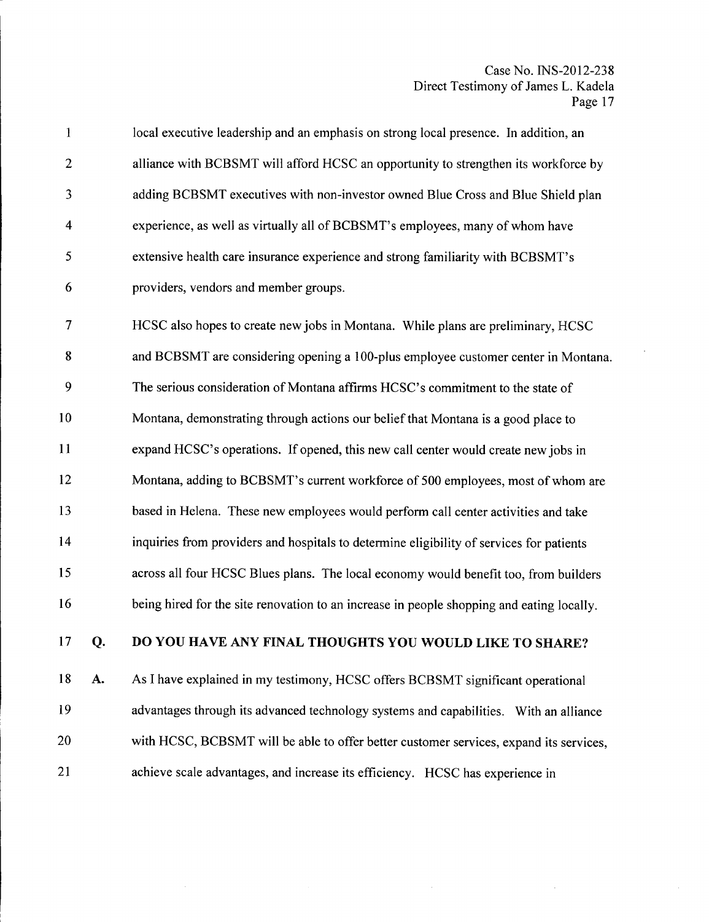local executive leadership and an emphasis on strong local presence. In addition, an alliance with BCBSMT will afford HCSC an opportunity to strengthen its workforce by adding BCBSMT executives with non-investor owned Blue Cross and Blue Shield plan experience, as well as virtually all of BCBSMT's employees, many of whom have extensive health care insurance experience and strong familiarity with BCBSMT's providers, vendors and member groups.

HCSC also hopes to create new jobs in Montana. While plans are preliminary, HCSC and BCBSMT are considering opening a 100-plus employee customer center in Montana. The serious consideration of Montana affirms HCSC's commitment to the state of Montana, demonstrating through actions our belief that Montana is a good place to expand HCSC's operations. If opened, this new call center would create new jobs in Montana, adding to BCBSMT's current workforce of 500 employees, most of whom are based in Helena. These new employees would perform call center activities and take inquiries from providers and hospitals to determine eligibility of services for patients across all four HCSC Blues plans. The local economy would benefit too, from builders being hired for the site renovation to an increase in people shopping and eating locally.

**Q. DO YOU HAVE ANY FINAL THOUGHTS YOU WOULD LIKE TO SHARE?**

**A.** As I have explained in my testimony, HCSC offers BCBSMT significant operational advantages through its advanced technology systems and capabilities. With an alliance with HCSC, BCBSMT will be able to offer better customer services, expand its services, achieve scale advantages, and increase its efficiency. HCSC has experience in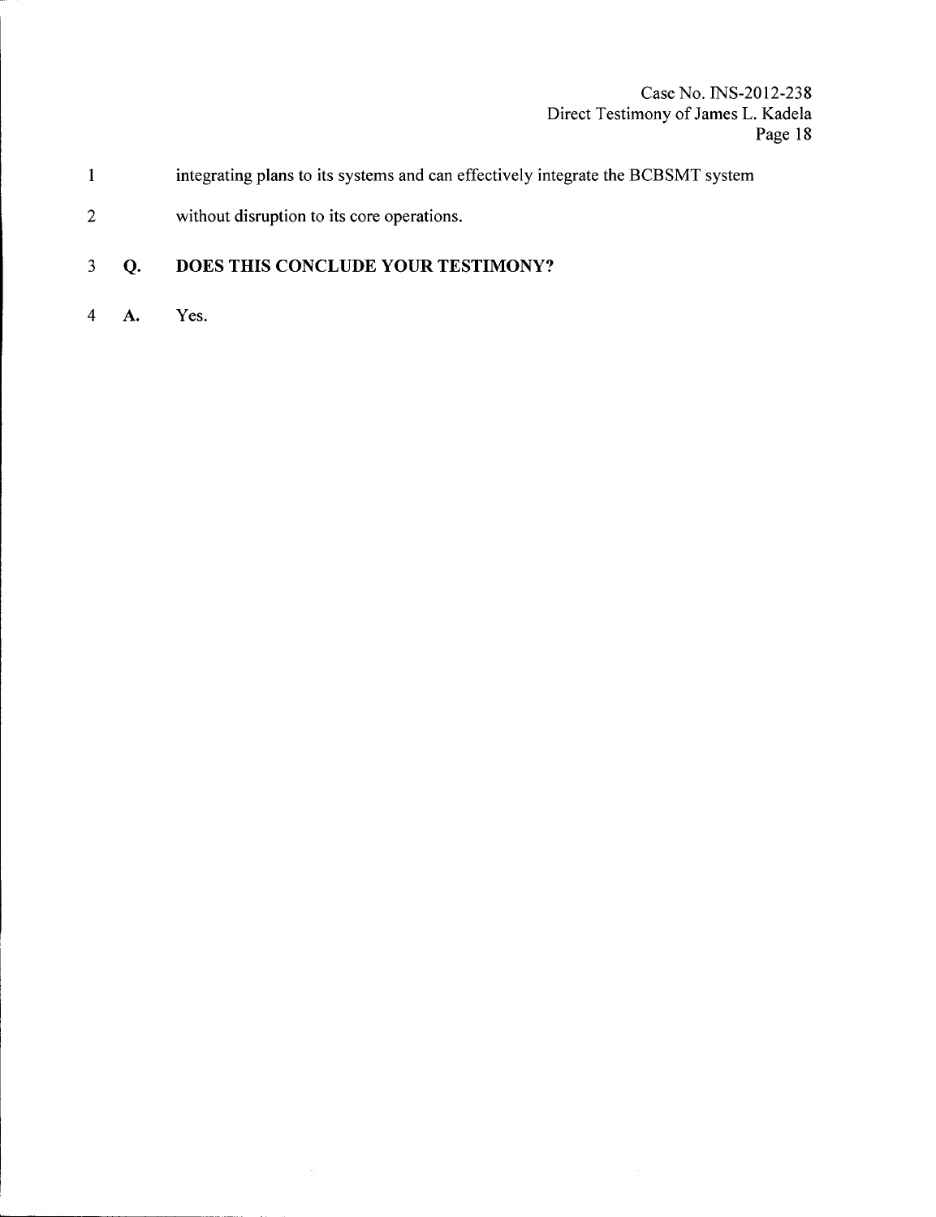integrating plans to its systems and can effectively integrate the BCBSMT system without disruption to its core operations.

**Q. DOES THIS CONCLUDE YOUR TESTIMONY?**

**A.** Yes.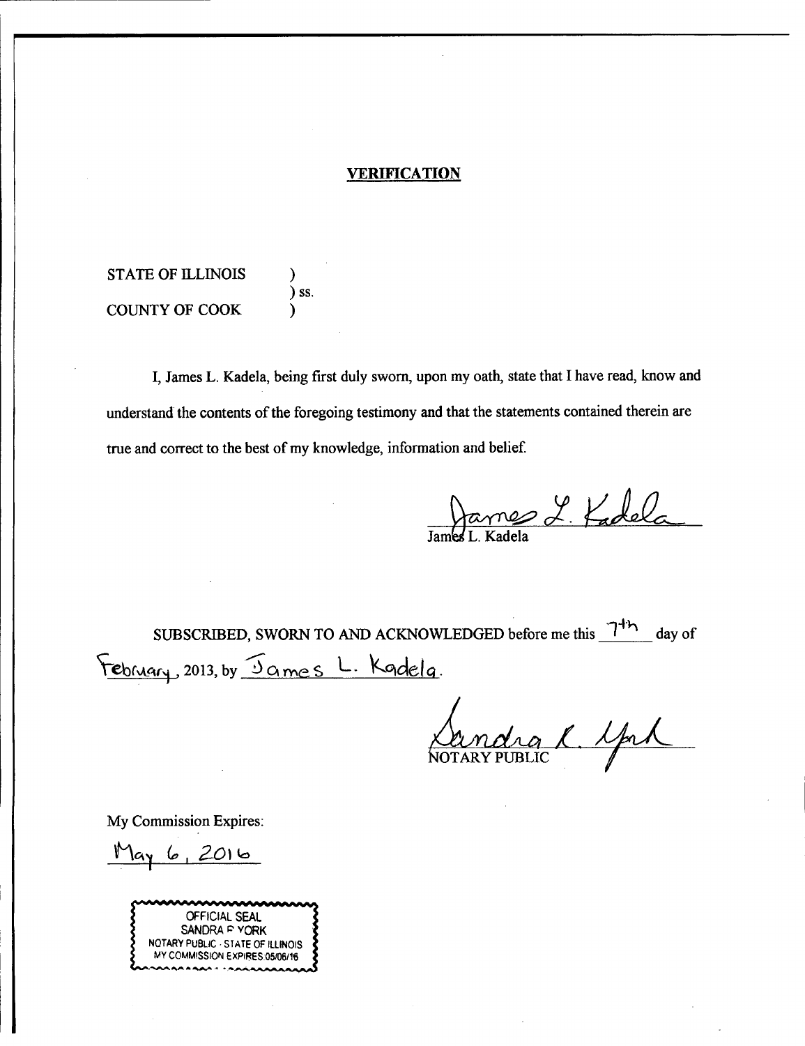## VERIFICATION

STATE OF ILLINOIS )
) ss.
COUNTY OF COOK )

I, James L. Kadela, being first duly sworn, upon my oath, state that I have read, know and understand the contents of the foregoing testimony and that the statements contained therein are true and correct to the best of my knowledge, information and belief.

James L. Kadela
James L. Kadela

SUBSCRIBED, SWORN TO AND ACKNOWLEDGED before me this 7th day of February, 2013, by James L. Kadela.

Sandra R. York
NOTARY PUBLIC

My Commission Expires:

May 6, 2016

OFFICIAL SEAL
SANDRA F YORK
NOTARY PUBLIC - STATE OF ILLINOIS
MY COMMISSION EXPIRES:05/06/16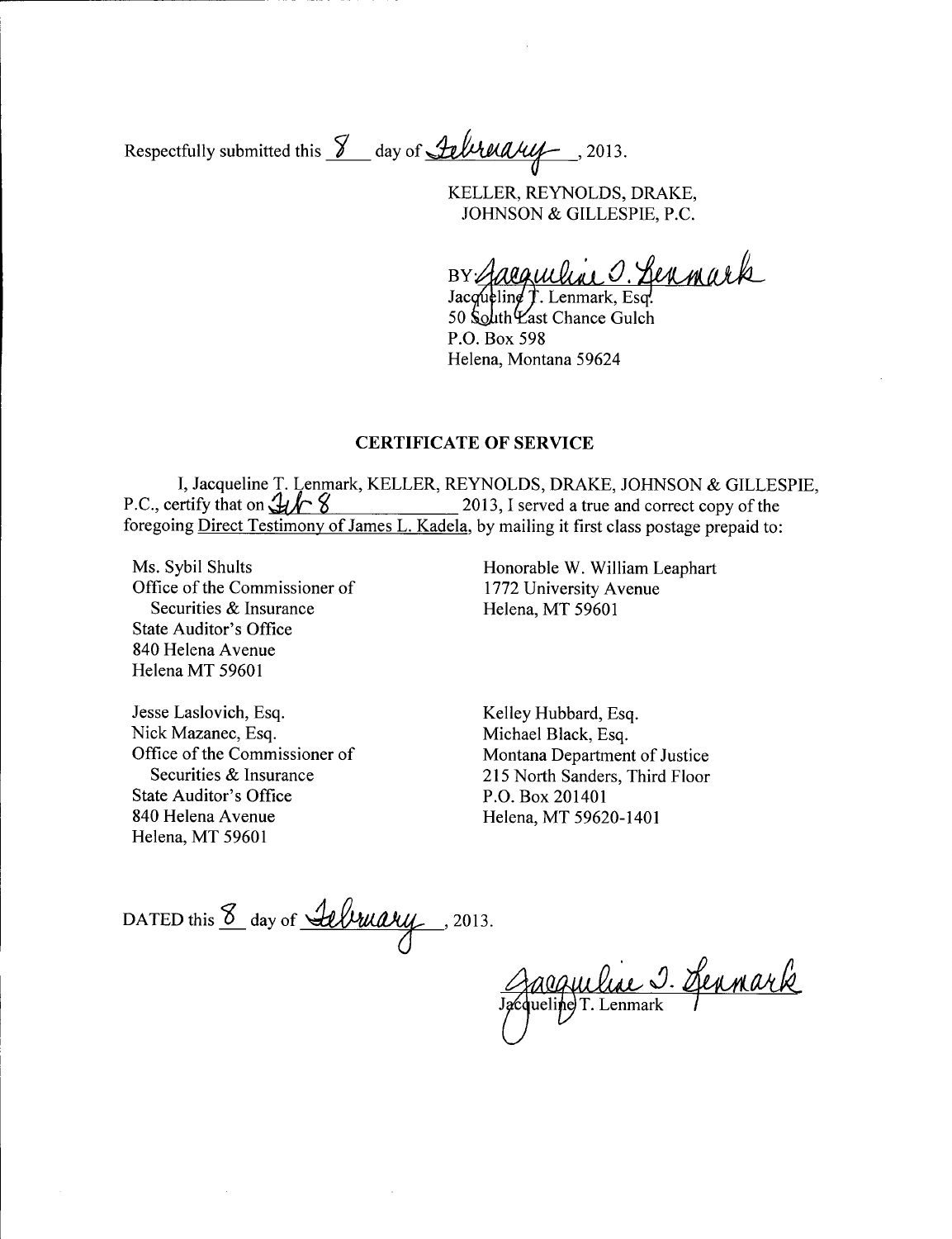Respectfully submitted this 8 day of February, 2013.

KELLER, REYNOLDS, DRAKE,
JOHNSON & GILLESPIE, P.C.

BY: Jacqueline T. Lenmark
Jacqueline T. Lenmark, Esq.
50 South Last Chance Gulch
P.O. Box 598
Helena, Montana 59624

## CERTIFICATE OF SERVICE

I, Jacqueline T. Lenmark, KELLER, REYNOLDS, DRAKE, JOHNSON & GILLESPIE, P.C., certify that on Feb 8 2013, I served a true and correct copy of the foregoing Direct Testimony of James L. Kadela, by mailing it first class postage prepaid to:

Ms. Sybil Shults
Office of the Commissioner of
Securities & Insurance
State Auditor's Office
840 Helena Avenue
Helena MT 59601

Honorable W. William Leaphart
1772 University Avenue
Helena, MT 59601

Jesse Laslovich, Esq.
Nick Mazanec, Esq.
Office of the Commissioner of
Securities & Insurance
State Auditor's Office
840 Helena Avenue
Helena, MT 59601

Kelley Hubbard, Esq.
Michael Black, Esq.
Montana Department of Justice
215 North Sanders, Third Floor
P.O. Box 201401
Helena, MT 59620-1401

DATED this 8 day of February, 2013.

Jacqueline T. Lenmark
Jacqueline T. Lenmark